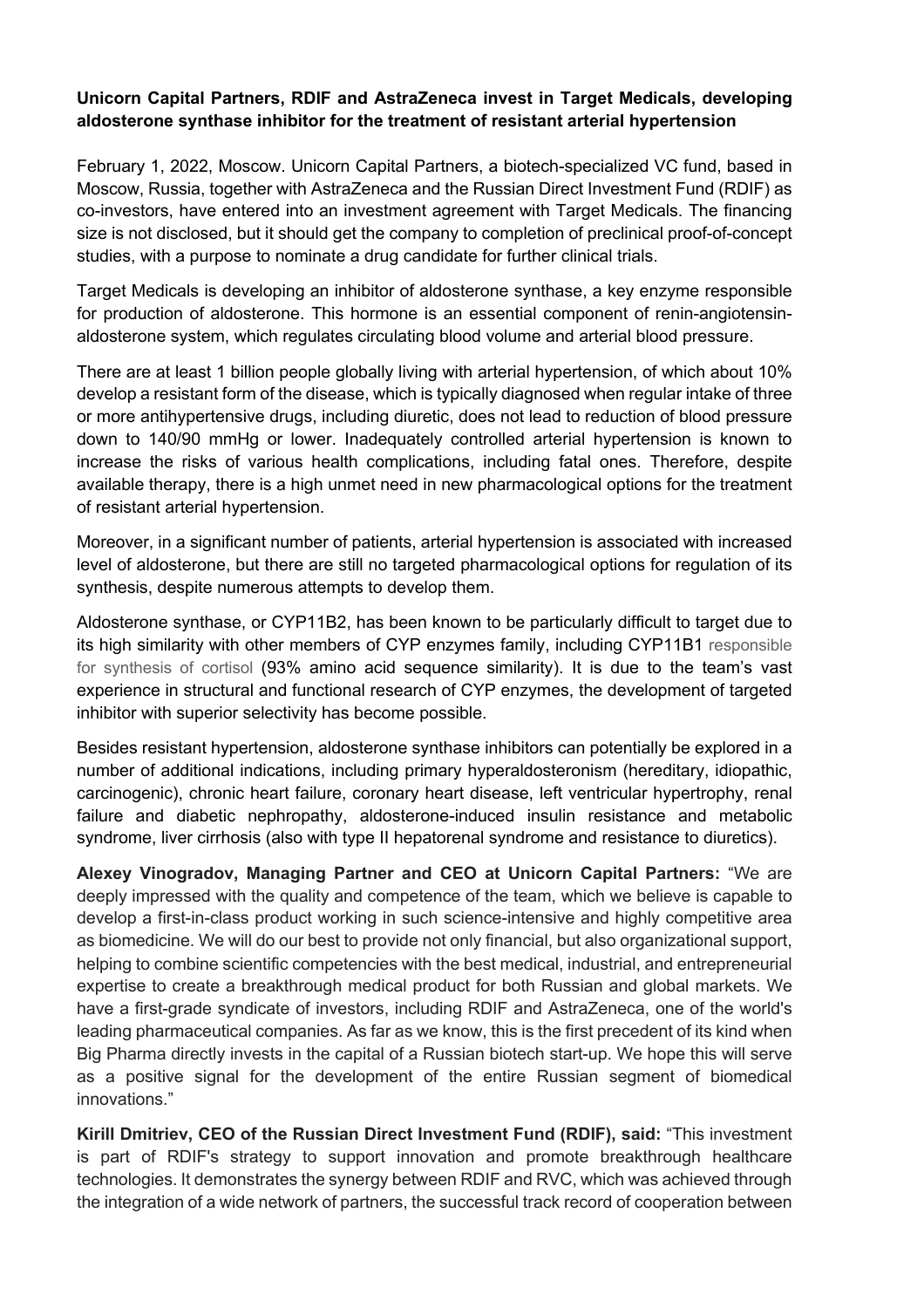**Unicorn Capital Partners, RDIF and AstraZeneca invest in Target Medicals, developing aldosterone synthase inhibitor for the treatment of resistant arterial hypertension**

February 1, 2022, Moscow. Unicorn Capital Partners, a biotech-specialized VC fund, based in Moscow, Russia, together with AstraZeneca and the Russian Direct Investment Fund (RDIF) as co-investors, have entered into an investment agreement with Target Medicals. The financing size is not disclosed, but it should get the company to completion of preclinical proof-of-concept studies, with a purpose to nominate a drug candidate for further clinical trials.

Target Medicals is developing an inhibitor of aldosterone synthase, a key enzyme responsible for production of aldosterone. This hormone is an essential component of renin-angiotensin-aldosterone system, which regulates circulating blood volume and arterial blood pressure.

There are at least 1 billion people globally living with arterial hypertension, of which about 10% develop a resistant form of the disease, which is typically diagnosed when regular intake of three or more antihypertensive drugs, including diuretic, does not lead to reduction of blood pressure down to 140/90 mmHg or lower. Inadequately controlled arterial hypertension is known to increase the risks of various health complications, including fatal ones. Therefore, despite available therapy, there is a high unmet need in new pharmacological options for the treatment of resistant arterial hypertension.

Moreover, in a significant number of patients, arterial hypertension is associated with increased level of aldosterone, but there are still no targeted pharmacological options for regulation of its synthesis, despite numerous attempts to develop them.

Aldosterone synthase, or CYP11B2, has been known to be particularly difficult to target due to its high similarity with other members of CYP enzymes family, including CYP11B1 responsible for synthesis of cortisol (93% amino acid sequence similarity). It is due to the team's vast experience in structural and functional research of CYP enzymes, the development of targeted inhibitor with superior selectivity has become possible.

Besides resistant hypertension, aldosterone synthase inhibitors can potentially be explored in a number of additional indications, including primary hyperaldosteronism (hereditary, idiopathic, carcinogenic), chronic heart failure, coronary heart disease, left ventricular hypertrophy, renal failure and diabetic nephropathy, aldosterone-induced insulin resistance and metabolic syndrome, liver cirrhosis (also with type II hepatorenal syndrome and resistance to diuretics).

**Alexey Vinogradov, Managing Partner and CEO at Unicorn Capital Partners:** "We are deeply impressed with the quality and competence of the team, which we believe is capable to develop a first-in-class product working in such science-intensive and highly competitive area as biomedicine. We will do our best to provide not only financial, but also organizational support, helping to combine scientific competencies with the best medical, industrial, and entrepreneurial expertise to create a breakthrough medical product for both Russian and global markets. We have a first-grade syndicate of investors, including RDIF and AstraZeneca, one of the world's leading pharmaceutical companies. As far as we know, this is the first precedent of its kind when Big Pharma directly invests in the capital of a Russian biotech start-up. We hope this will serve as a positive signal for the development of the entire Russian segment of biomedical innovations."

**Kirill Dmitriev, CEO of the Russian Direct Investment Fund (RDIF), said:** "This investment is part of RDIF's strategy to support innovation and promote breakthrough healthcare technologies. It demonstrates the synergy between RDIF and RVC, which was achieved through the integration of a wide network of partners, the successful track record of cooperation between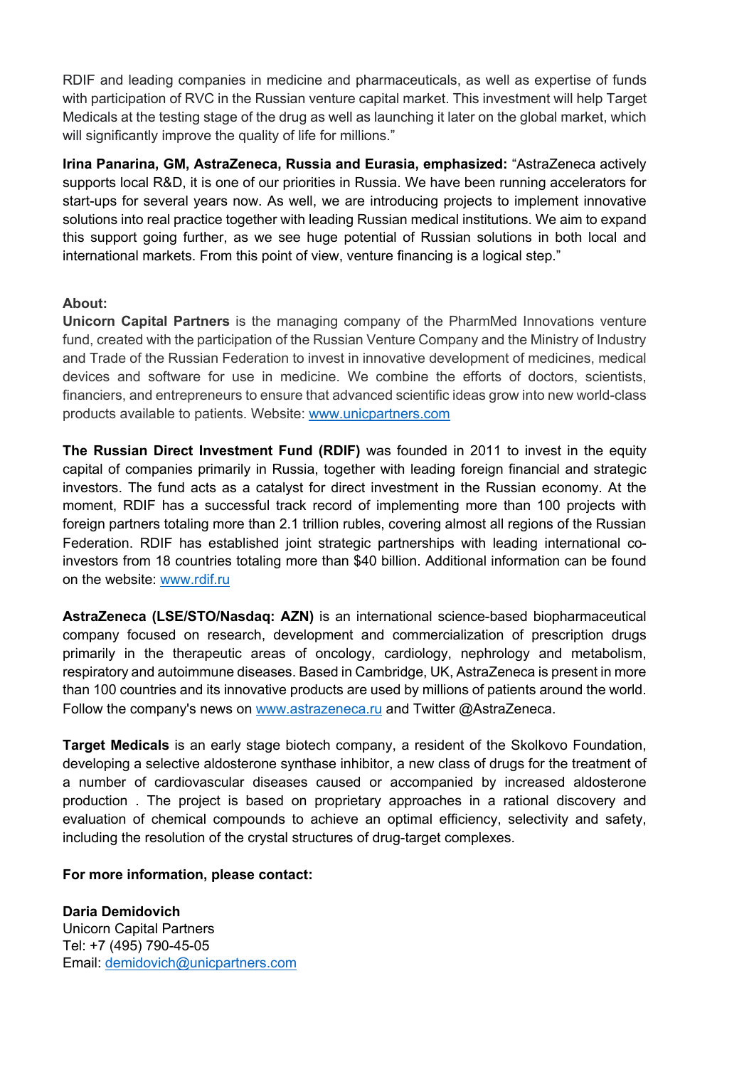RDIF and leading companies in medicine and pharmaceuticals, as well as expertise of funds with participation of RVC in the Russian venture capital market. This investment will help Target Medicals at the testing stage of the drug as well as launching it later on the global market, which will significantly improve the quality of life for millions."

**Irina Panarina, GM, AstraZeneca, Russia and Eurasia, emphasized:** "AstraZeneca actively supports local R&D, it is one of our priorities in Russia. We have been running accelerators for start-ups for several years now. As well, we are introducing projects to implement innovative solutions into real practice together with leading Russian medical institutions. We aim to expand this support going further, as we see huge potential of Russian solutions in both local and international markets. From this point of view, venture financing is a logical step."

**About:**

**Unicorn Capital Partners** is the managing company of the PharmMed Innovations venture fund, created with the participation of the Russian Venture Company and the Ministry of Industry and Trade of the Russian Federation to invest in innovative development of medicines, medical devices and software for use in medicine. We combine the efforts of doctors, scientists, financiers, and entrepreneurs to ensure that advanced scientific ideas grow into new world-class products available to patients. Website: www.unicpartners.com

**The Russian Direct Investment Fund (RDIF)** was founded in 2011 to invest in the equity capital of companies primarily in Russia, together with leading foreign financial and strategic investors. The fund acts as a catalyst for direct investment in the Russian economy. At the moment, RDIF has a successful track record of implementing more than 100 projects with foreign partners totaling more than 2.1 trillion rubles, covering almost all regions of the Russian Federation. RDIF has established joint strategic partnerships with leading international co-investors from 18 countries totaling more than $40 billion. Additional information can be found on the website: www.rdif.ru

**AstraZeneca (LSE/STO/Nasdaq: AZN)** is an international science-based biopharmaceutical company focused on research, development and commercialization of prescription drugs primarily in the therapeutic areas of oncology, cardiology, nephrology and metabolism, respiratory and autoimmune diseases. Based in Cambridge, UK, AstraZeneca is present in more than 100 countries and its innovative products are used by millions of patients around the world. Follow the company's news on www.astrazeneca.ru and Twitter @AstraZeneca.

**Target Medicals** is an early stage biotech company, a resident of the Skolkovo Foundation, developing a selective aldosterone synthase inhibitor, a new class of drugs for the treatment of a number of cardiovascular diseases caused or accompanied by increased aldosterone production . The project is based on proprietary approaches in a rational discovery and evaluation of chemical compounds to achieve an optimal efficiency, selectivity and safety, including the resolution of the crystal structures of drug-target complexes.

**For more information, please contact:**

**Daria Demidovich**
Unicorn Capital Partners
Tel: +7 (495) 790-45-05
Email: demidovich@unicpartners.com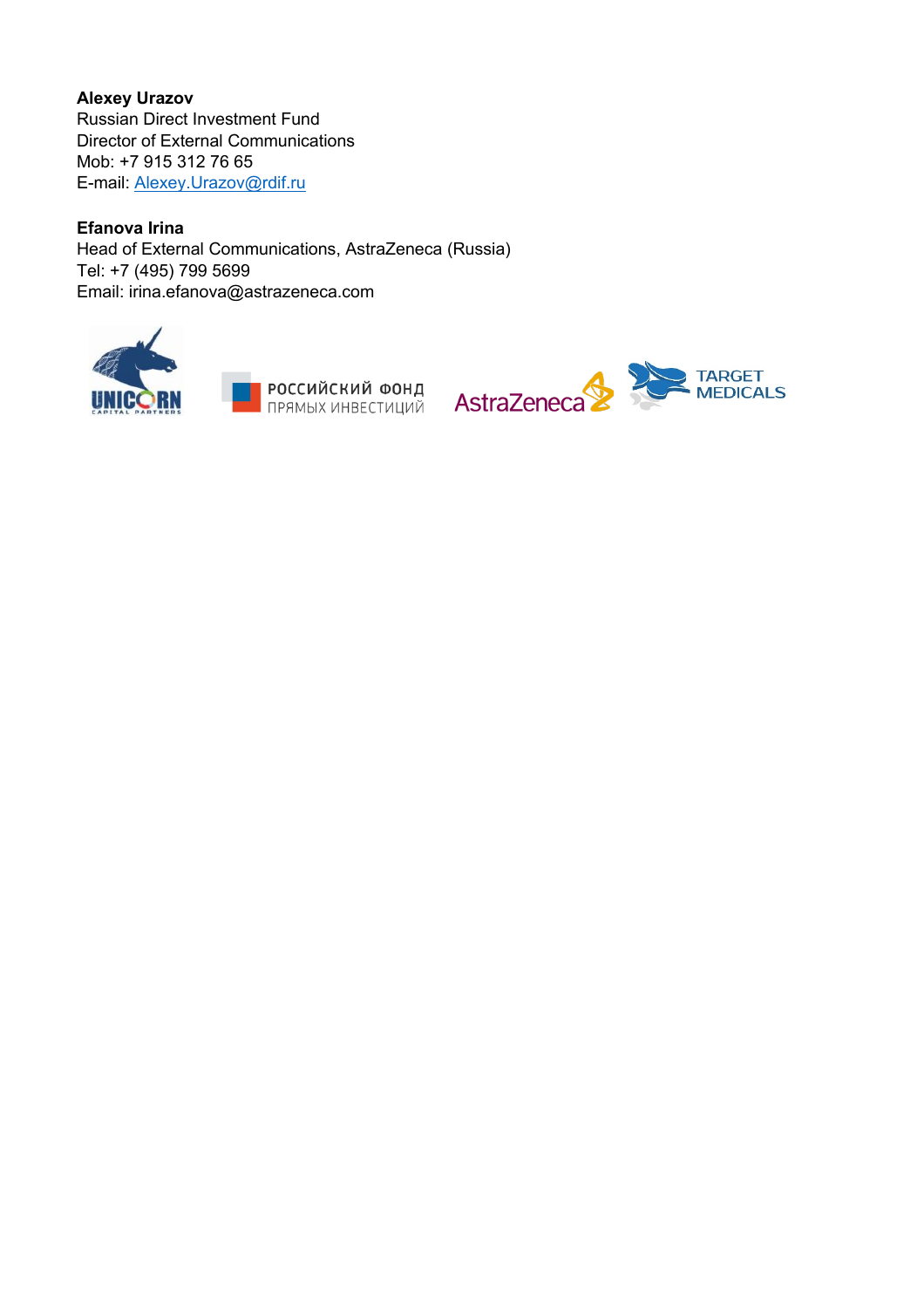**Alexey Urazov**
Russian Direct Investment Fund
Director of External Communications
Mob: +7 915 312 76 65
E-mail: Alexey.Urazov@rdif.ru

**Efanova Irina**
Head of External Communications, AstraZeneca (Russia)
Tel: +7 (495) 799 5699
Email: irina.efanova@astrazeneca.com